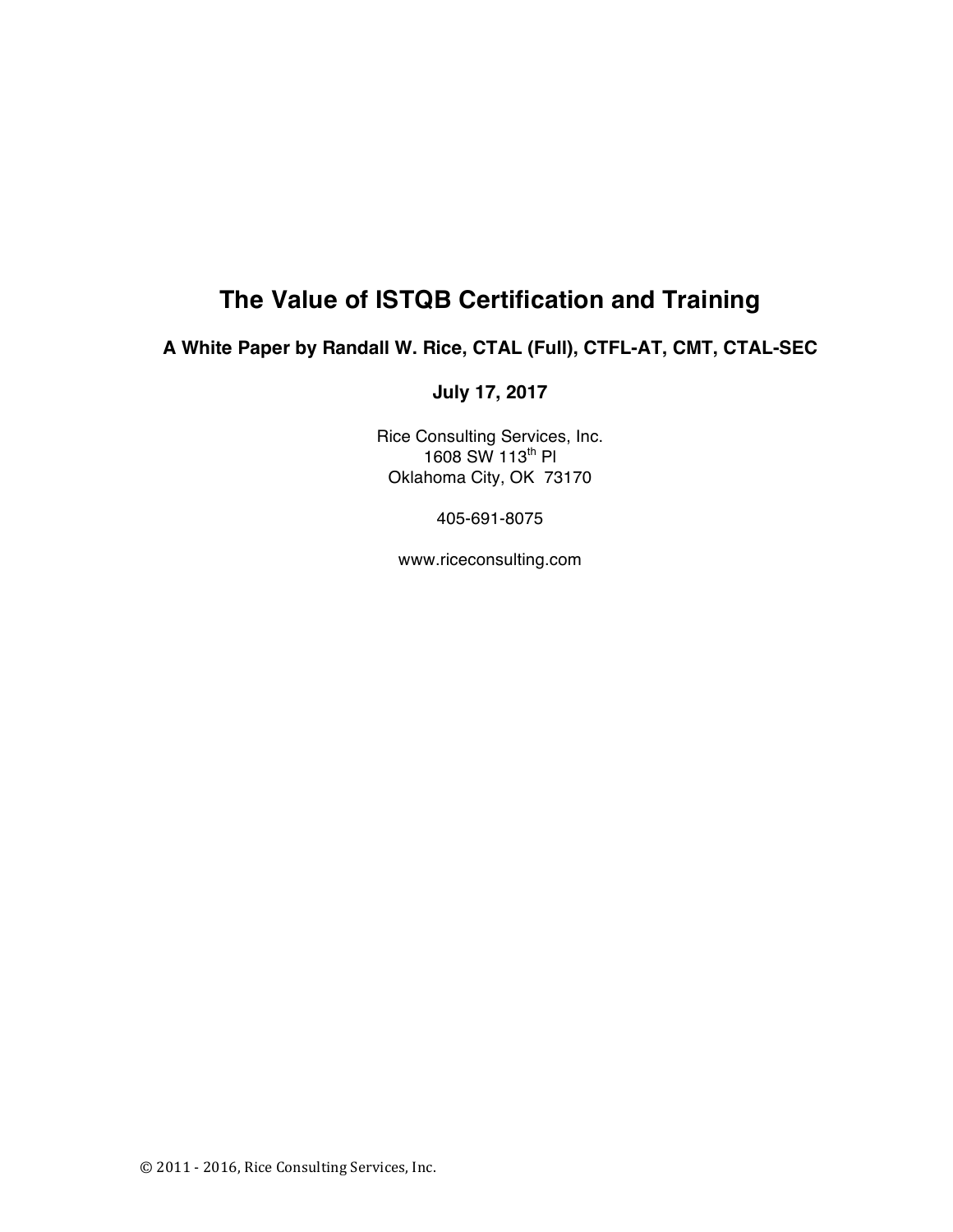# The Value of ISTQB Certification and Training

**A White Paper by Randall W. Rice, CTAL (Full), CTFL-AT, CMT, CTAL-SEC**

**July 17, 2017**

Rice Consulting Services, Inc.
1608 SW 113th Pl
Oklahoma City, OK 73170

405-691-8075

www.riceconsulting.com

© 2011 - 2016, Rice Consulting Services, Inc.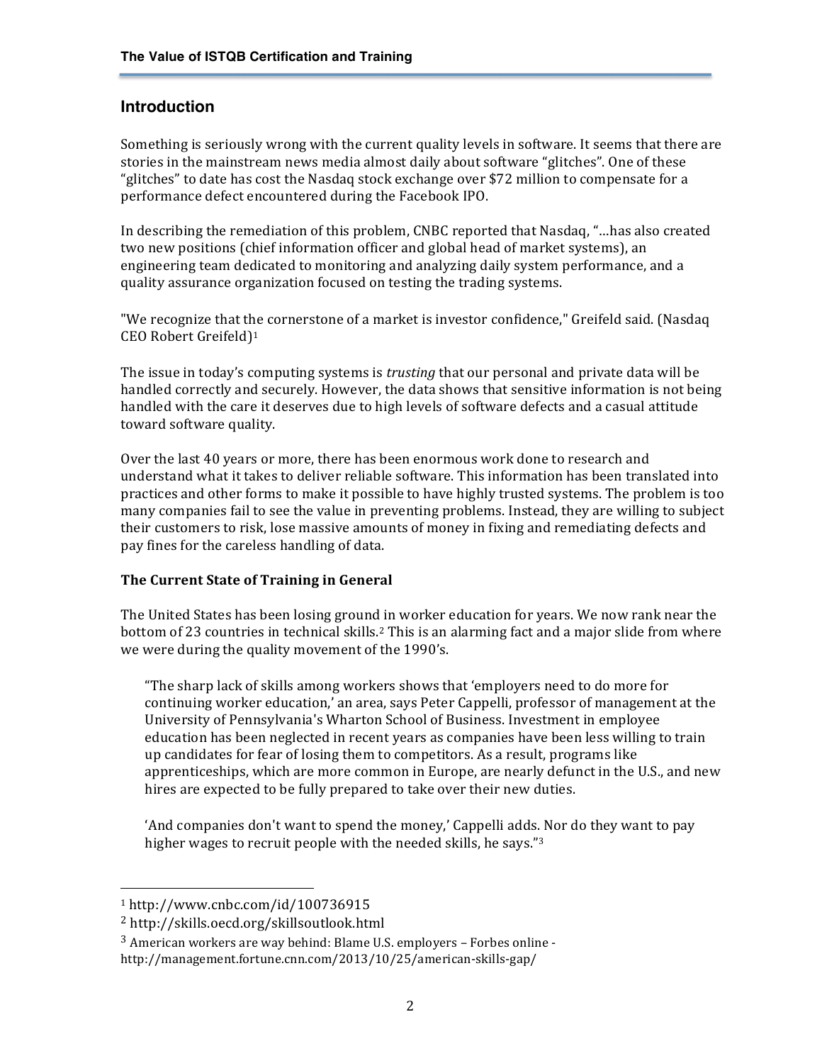## Introduction

Something is seriously wrong with the current quality levels in software. It seems that there are stories in the mainstream news media almost daily about software "glitches". One of these "glitches" to date has cost the Nasdaq stock exchange over $72 million to compensate for a performance defect encountered during the Facebook IPO.

In describing the remediation of this problem, CNBC reported that Nasdaq, "…has also created two new positions (chief information officer and global head of market systems), an engineering team dedicated to monitoring and analyzing daily system performance, and a quality assurance organization focused on testing the trading systems.

"We recognize that the cornerstone of a market is investor confidence," Greifeld said. (Nasdaq CEO Robert Greifeld)[1]

The issue in today's computing systems is *trusting* that our personal and private data will be handled correctly and securely. However, the data shows that sensitive information is not being handled with the care it deserves due to high levels of software defects and a casual attitude toward software quality.

Over the last 40 years or more, there has been enormous work done to research and understand what it takes to deliver reliable software. This information has been translated into practices and other forms to make it possible to have highly trusted systems. The problem is too many companies fail to see the value in preventing problems. Instead, they are willing to subject their customers to risk, lose massive amounts of money in fixing and remediating defects and pay fines for the careless handling of data.

**The Current State of Training in General**

The United States has been losing ground in worker education for years. We now rank near the bottom of 23 countries in technical skills.[2] This is an alarming fact and a major slide from where we were during the quality movement of the 1990's.

> "The sharp lack of skills among workers shows that 'employers need to do more for continuing worker education,' an area, says Peter Cappelli, professor of management at the University of Pennsylvania's Wharton School of Business. Investment in employee education has been neglected in recent years as companies have been less willing to train up candidates for fear of losing them to competitors. As a result, programs like apprenticeships, which are more common in Europe, are nearly defunct in the U.S., and new hires are expected to be fully prepared to take over their new duties.
>
> 'And companies don't want to spend the money,' Cappelli adds. Nor do they want to pay higher wages to recruit people with the needed skills, he says."[3]

---

[1] http://www.cnbc.com/id/100736915

[2] http://skills.oecd.org/skillsoutlook.html

[3] American workers are way behind: Blame U.S. employers – Forbes online - http://management.fortune.cnn.com/2013/10/25/american-skills-gap/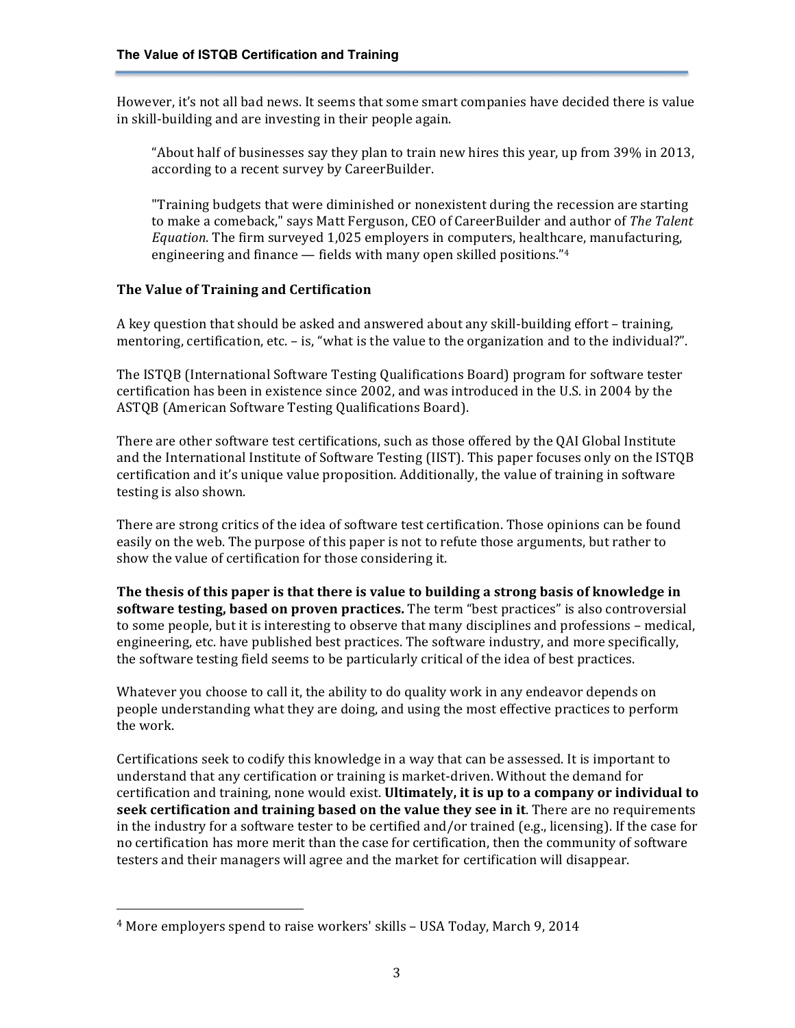However, it's not all bad news. It seems that some smart companies have decided there is value in skill-building and are investing in their people again.

> "About half of businesses say they plan to train new hires this year, up from 39% in 2013, according to a recent survey by CareerBuilder.
>
> "Training budgets that were diminished or nonexistent during the recession are starting to make a comeback," says Matt Ferguson, CEO of CareerBuilder and author of *The Talent Equation*. The firm surveyed 1,025 employers in computers, healthcare, manufacturing, engineering and finance — fields with many open skilled positions."[4]

**The Value of Training and Certification**

A key question that should be asked and answered about any skill-building effort – training, mentoring, certification, etc. – is, "what is the value to the organization and to the individual?".

The ISTQB (International Software Testing Qualifications Board) program for software tester certification has been in existence since 2002, and was introduced in the U.S. in 2004 by the ASTQB (American Software Testing Qualifications Board).

There are other software test certifications, such as those offered by the QAI Global Institute and the International Institute of Software Testing (IIST). This paper focuses only on the ISTQB certification and it's unique value proposition. Additionally, the value of training in software testing is also shown.

There are strong critics of the idea of software test certification. Those opinions can be found easily on the web. The purpose of this paper is not to refute those arguments, but rather to show the value of certification for those considering it.

**The thesis of this paper is that there is value to building a strong basis of knowledge in software testing, based on proven practices.** The term "best practices" is also controversial to some people, but it is interesting to observe that many disciplines and professions – medical, engineering, etc. have published best practices. The software industry, and more specifically, the software testing field seems to be particularly critical of the idea of best practices.

Whatever you choose to call it, the ability to do quality work in any endeavor depends on people understanding what they are doing, and using the most effective practices to perform the work.

Certifications seek to codify this knowledge in a way that can be assessed. It is important to understand that any certification or training is market-driven. Without the demand for certification and training, none would exist. **Ultimately, it is up to a company or individual to seek certification and training based on the value they see in it**. There are no requirements in the industry for a software tester to be certified and/or trained (e.g., licensing). If the case for no certification has more merit than the case for certification, then the community of software testers and their managers will agree and the market for certification will disappear.

---

[4] More employers spend to raise workers' skills – USA Today, March 9, 2014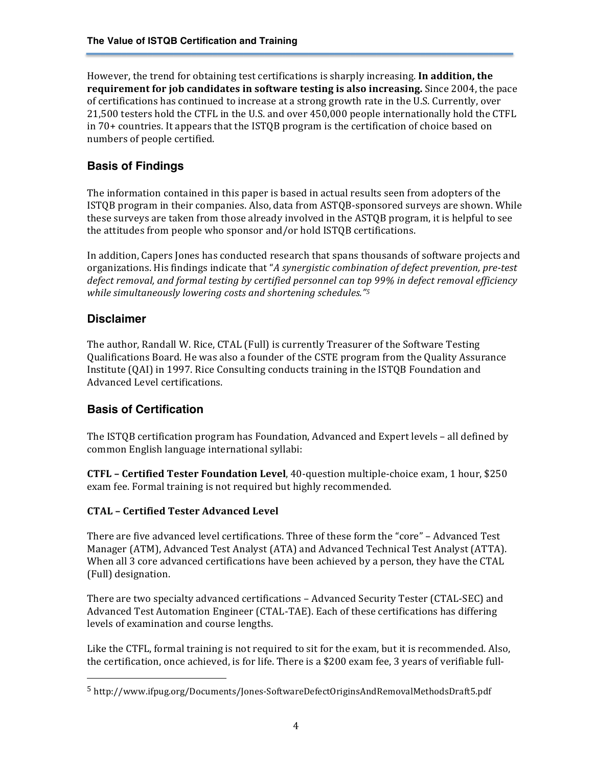However, the trend for obtaining test certifications is sharply increasing. **In addition, the requirement for job candidates in software testing is also increasing.** Since 2004, the pace of certifications has continued to increase at a strong growth rate in the U.S. Currently, over 21,500 testers hold the CTFL in the U.S. and over 450,000 people internationally hold the CTFL in 70+ countries. It appears that the ISTQB program is the certification of choice based on numbers of people certified.

## Basis of Findings

The information contained in this paper is based in actual results seen from adopters of the ISTQB program in their companies. Also, data from ASTQB-sponsored surveys are shown. While these surveys are taken from those already involved in the ASTQB program, it is helpful to see the attitudes from people who sponsor and/or hold ISTQB certifications.

In addition, Capers Jones has conducted research that spans thousands of software projects and organizations. His findings indicate that "*A synergistic combination of defect prevention, pre-test defect removal, and formal testing by certified personnel can top 99% in defect removal efficiency while simultaneously lowering costs and shortening schedules.*"[5]

## Disclaimer

The author, Randall W. Rice, CTAL (Full) is currently Treasurer of the Software Testing Qualifications Board. He was also a founder of the CSTE program from the Quality Assurance Institute (QAI) in 1997. Rice Consulting conducts training in the ISTQB Foundation and Advanced Level certifications.

## Basis of Certification

The ISTQB certification program has Foundation, Advanced and Expert levels – all defined by common English language international syllabi:

**CTFL – Certified Tester Foundation Level**, 40-question multiple-choice exam, 1 hour, $250 exam fee. Formal training is not required but highly recommended.

**CTAL – Certified Tester Advanced Level**

There are five advanced level certifications. Three of these form the "core" – Advanced Test Manager (ATM), Advanced Test Analyst (ATA) and Advanced Technical Test Analyst (ATTA). When all 3 core advanced certifications have been achieved by a person, they have the CTAL (Full) designation.

There are two specialty advanced certifications – Advanced Security Tester (CTAL-SEC) and Advanced Test Automation Engineer (CTAL-TAE). Each of these certifications has differing levels of examination and course lengths.

Like the CTFL, formal training is not required to sit for the exam, but it is recommended. Also, the certification, once achieved, is for life. There is a $200 exam fee, 3 years of verifiable full-

---

[5] http://www.ifpug.org/Documents/Jones-SoftwareDefectOriginsAndRemovalMethodsDraft5.pdf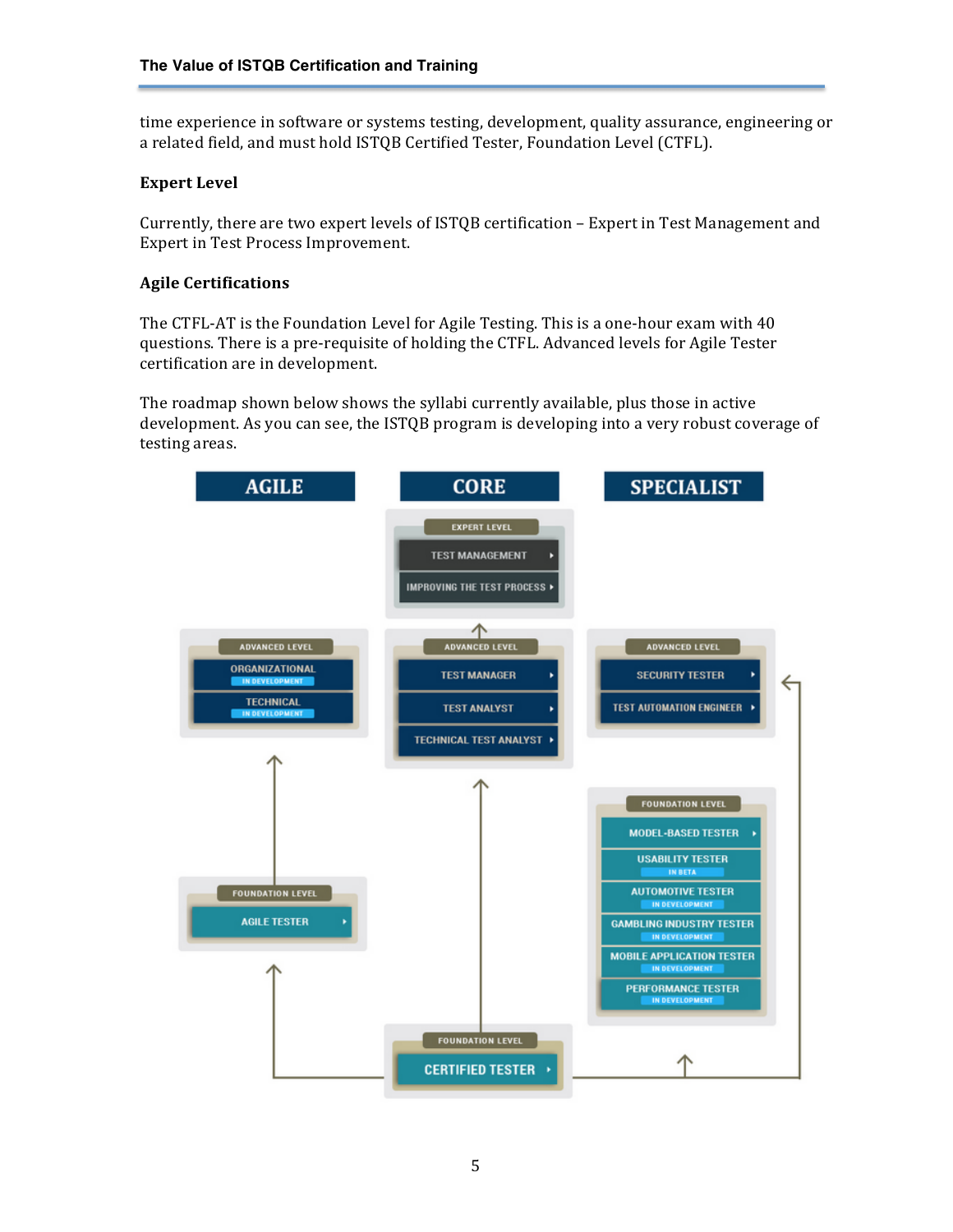time experience in software or systems testing, development, quality assurance, engineering or a related field, and must hold ISTQB Certified Tester, Foundation Level (CTFL).

**Expert Level**

Currently, there are two expert levels of ISTQB certification – Expert in Test Management and Expert in Test Process Improvement.

**Agile Certifications**

The CTFL-AT is the Foundation Level for Agile Testing. This is a one-hour exam with 40 questions. There is a pre-requisite of holding the CTFL. Advanced levels for Agile Tester certification are in development.

The roadmap shown below shows the syllabi currently available, plus those in active development. As you can see, the ISTQB program is developing into a very robust coverage of testing areas.

| AGILE | CORE | SPECIALIST |
| --- | --- | --- |
| | EXPERT LEVEL: TEST MANAGEMENT; IMPROVING THE TEST PROCESS | |
| ADVANCED LEVEL: ORGANIZATIONAL (IN DEVELOPMENT); TECHNICAL (IN DEVELOPMENT) | ADVANCED LEVEL: TEST MANAGER; TEST ANALYST; TECHNICAL TEST ANALYST | ADVANCED LEVEL: SECURITY TESTER; TEST AUTOMATION ENGINEER |
| FOUNDATION LEVEL: AGILE TESTER | | FOUNDATION LEVEL: MODEL-BASED TESTER; USABILITY TESTER (IN BETA); AUTOMOTIVE TESTER (IN DEVELOPMENT); GAMBLING INDUSTRY TESTER (IN DEVELOPMENT); MOBILE APPLICATION TESTER (IN DEVELOPMENT); PERFORMANCE TESTER (IN DEVELOPMENT) |
| | FOUNDATION LEVEL: CERTIFIED TESTER | |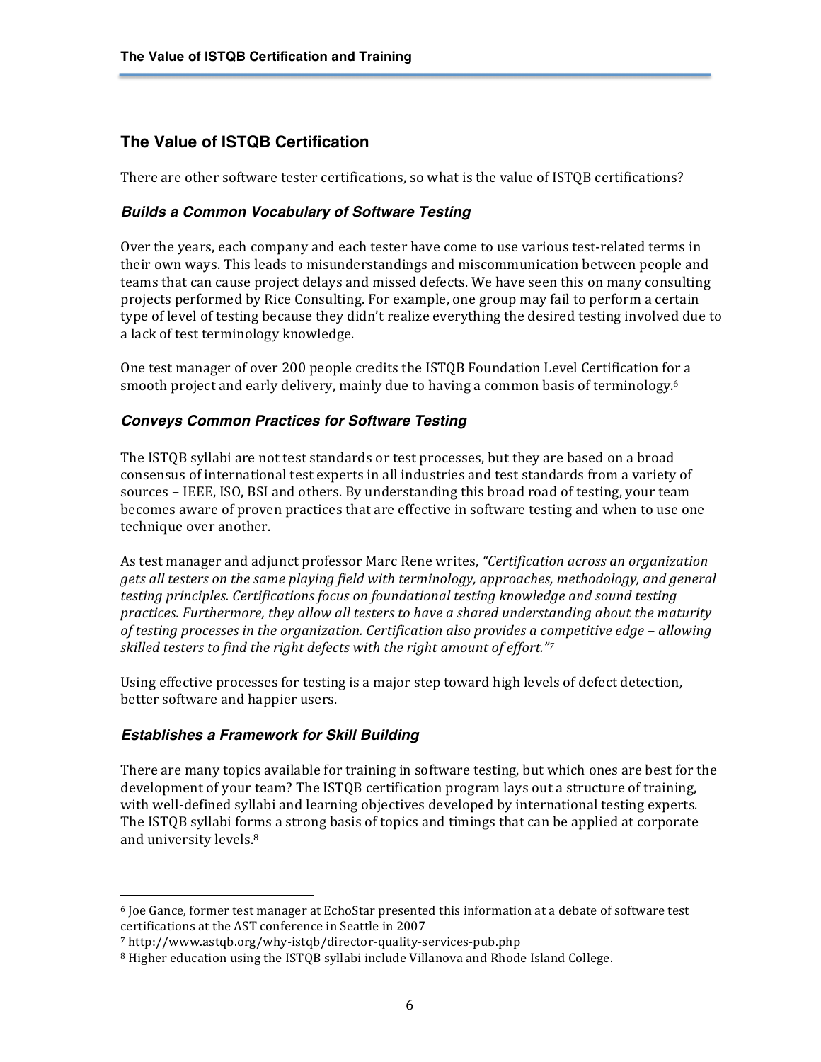## The Value of ISTQB Certification

There are other software tester certifications, so what is the value of ISTQB certifications?

### *Builds a Common Vocabulary of Software Testing*

Over the years, each company and each tester have come to use various test-related terms in their own ways. This leads to misunderstandings and miscommunication between people and teams that can cause project delays and missed defects. We have seen this on many consulting projects performed by Rice Consulting. For example, one group may fail to perform a certain type of level of testing because they didn't realize everything the desired testing involved due to a lack of test terminology knowledge.

One test manager of over 200 people credits the ISTQB Foundation Level Certification for a smooth project and early delivery, mainly due to having a common basis of terminology.[6]

### *Conveys Common Practices for Software Testing*

The ISTQB syllabi are not test standards or test processes, but they are based on a broad consensus of international test experts in all industries and test standards from a variety of sources – IEEE, ISO, BSI and others. By understanding this broad road of testing, your team becomes aware of proven practices that are effective in software testing and when to use one technique over another.

As test manager and adjunct professor Marc Rene writes, *"Certification across an organization gets all testers on the same playing field with terminology, approaches, methodology, and general testing principles. Certifications focus on foundational testing knowledge and sound testing practices. Furthermore, they allow all testers to have a shared understanding about the maturity of testing processes in the organization. Certification also provides a competitive edge – allowing skilled testers to find the right defects with the right amount of effort."*[7]

Using effective processes for testing is a major step toward high levels of defect detection, better software and happier users.

### *Establishes a Framework for Skill Building*

There are many topics available for training in software testing, but which ones are best for the development of your team? The ISTQB certification program lays out a structure of training, with well-defined syllabi and learning objectives developed by international testing experts. The ISTQB syllabi forms a strong basis of topics and timings that can be applied at corporate and university levels.[8]

---

[6] Joe Gance, former test manager at EchoStar presented this information at a debate of software test certifications at the AST conference in Seattle in 2007

[7] http://www.astqb.org/why-istqb/director-quality-services-pub.php

[8] Higher education using the ISTQB syllabi include Villanova and Rhode Island College.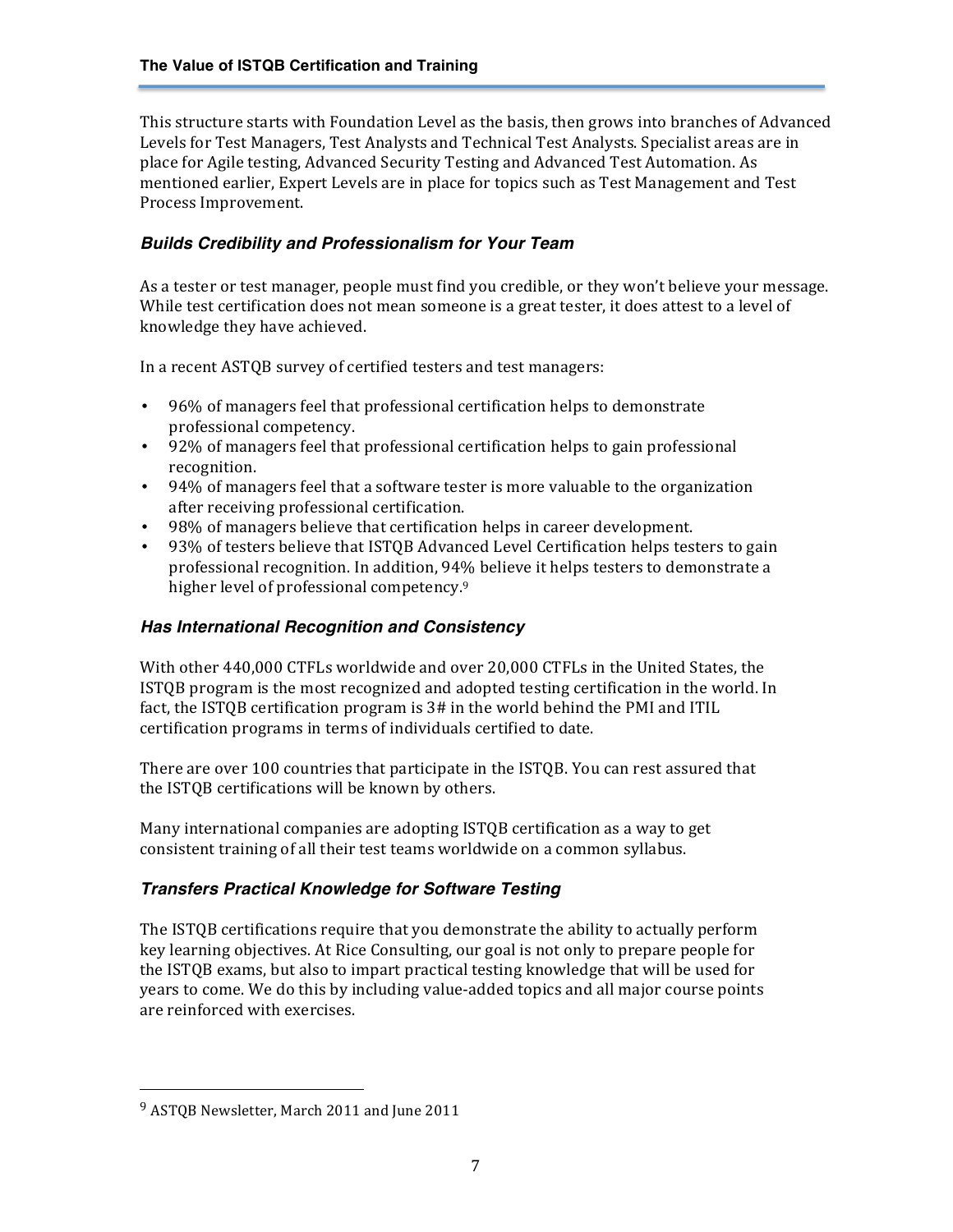This structure starts with Foundation Level as the basis, then grows into branches of Advanced Levels for Test Managers, Test Analysts and Technical Test Analysts. Specialist areas are in place for Agile testing, Advanced Security Testing and Advanced Test Automation. As mentioned earlier, Expert Levels are in place for topics such as Test Management and Test Process Improvement.

### *Builds Credibility and Professionalism for Your Team*

As a tester or test manager, people must find you credible, or they won't believe your message. While test certification does not mean someone is a great tester, it does attest to a level of knowledge they have achieved.

In a recent ASTQB survey of certified testers and test managers:

- 96% of managers feel that professional certification helps to demonstrate professional competency.
- 92% of managers feel that professional certification helps to gain professional recognition.
- 94% of managers feel that a software tester is more valuable to the organization after receiving professional certification.
- 98% of managers believe that certification helps in career development.
- 93% of testers believe that ISTQB Advanced Level Certification helps testers to gain professional recognition. In addition, 94% believe it helps testers to demonstrate a higher level of professional competency.[9]

### *Has International Recognition and Consistency*

With other 440,000 CTFLs worldwide and over 20,000 CTFLs in the United States, the ISTQB program is the most recognized and adopted testing certification in the world. In fact, the ISTQB certification program is 3# in the world behind the PMI and ITIL certification programs in terms of individuals certified to date.

There are over 100 countries that participate in the ISTQB. You can rest assured that the ISTQB certifications will be known by others.

Many international companies are adopting ISTQB certification as a way to get consistent training of all their test teams worldwide on a common syllabus.

### *Transfers Practical Knowledge for Software Testing*

The ISTQB certifications require that you demonstrate the ability to actually perform key learning objectives. At Rice Consulting, our goal is not only to prepare people for the ISTQB exams, but also to impart practical testing knowledge that will be used for years to come. We do this by including value-added topics and all major course points are reinforced with exercises.

---

[9] ASTQB Newsletter, March 2011 and June 2011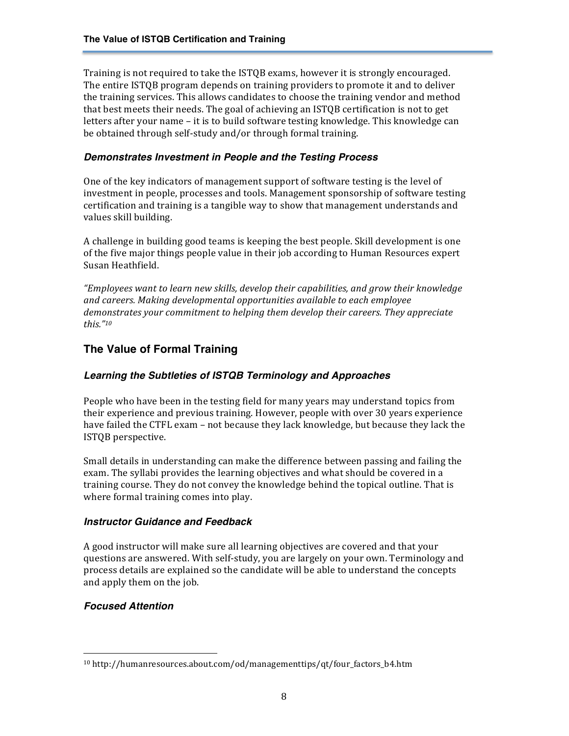Training is not required to take the ISTQB exams, however it is strongly encouraged. The entire ISTQB program depends on training providers to promote it and to deliver the training services. This allows candidates to choose the training vendor and method that best meets their needs. The goal of achieving an ISTQB certification is not to get letters after your name – it is to build software testing knowledge. This knowledge can be obtained through self-study and/or through formal training.

### *Demonstrates Investment in People and the Testing Process*

One of the key indicators of management support of software testing is the level of investment in people, processes and tools. Management sponsorship of software testing certification and training is a tangible way to show that management understands and values skill building.

A challenge in building good teams is keeping the best people. Skill development is one of the five major things people value in their job according to Human Resources expert Susan Heathfield.

*"Employees want to learn new skills, develop their capabilities, and grow their knowledge and careers. Making developmental opportunities available to each employee demonstrates your commitment to helping them develop their careers. They appreciate this."*[10]

## The Value of Formal Training

### *Learning the Subtleties of ISTQB Terminology and Approaches*

People who have been in the testing field for many years may understand topics from their experience and previous training. However, people with over 30 years experience have failed the CTFL exam – not because they lack knowledge, but because they lack the ISTQB perspective.

Small details in understanding can make the difference between passing and failing the exam. The syllabi provides the learning objectives and what should be covered in a training course. They do not convey the knowledge behind the topical outline. That is where formal training comes into play.

### *Instructor Guidance and Feedback*

A good instructor will make sure all learning objectives are covered and that your questions are answered. With self-study, you are largely on your own. Terminology and process details are explained so the candidate will be able to understand the concepts and apply them on the job.

### *Focused Attention*

---

[10] http://humanresources.about.com/od/managementtips/qt/four_factors_b4.htm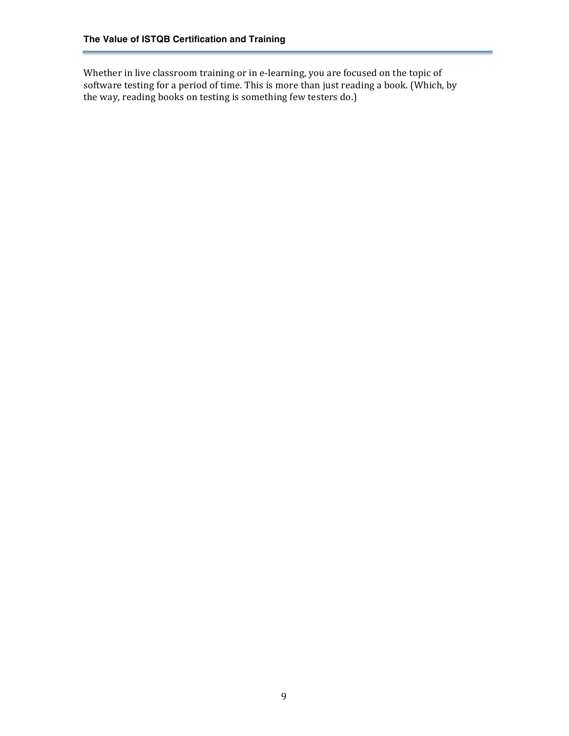Whether in live classroom training or in e-learning, you are focused on the topic of software testing for a period of time. This is more than just reading a book. (Which, by the way, reading books on testing is something few testers do.)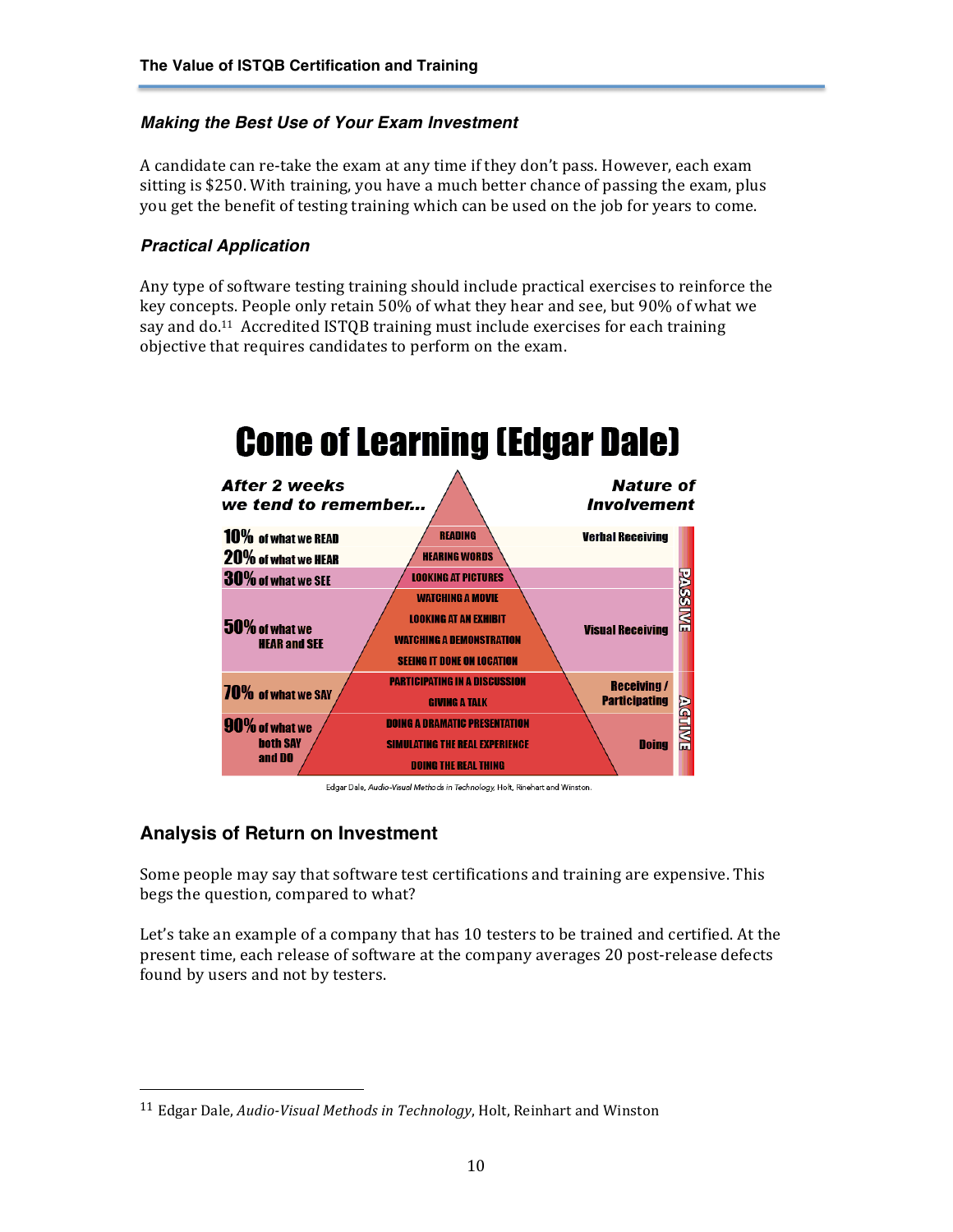### *Making the Best Use of Your Exam Investment*

A candidate can re-take the exam at any time if they don't pass. However, each exam sitting is $250. With training, you have a much better chance of passing the exam, plus you get the benefit of testing training which can be used on the job for years to come.

### *Practical Application*

Any type of software testing training should include practical exercises to reinforce the key concepts. People only retain 50% of what they hear and see, but 90% of what we say and do.[11] Accredited ISTQB training must include exercises for each training objective that requires candidates to perform on the exam.

**Cone of Learning (Edgar Dale)**

| After 2 weeks we tend to remember... | | Nature of Involvement | |
|---|---|---|---|
| 10% of what we READ | READING | Verbal Receiving | PASSIVE |
| 20% of what we HEAR | HEARING WORDS | | |
| 30% of what we SEE | LOOKING AT PICTURES | Visual Receiving | |
| 50% of what we HEAR and SEE | WATCHING A MOVIE | | |
| | LOOKING AT AN EXHIBIT | | |
| | WATCHING A DEMONSTRATION | | |
| | SEEING IT DONE ON LOCATION | | |
| 70% of what we SAY | PARTICIPATING IN A DISCUSSION | Receiving / Participating | ACTIVE |
| | GIVING A TALK | | |
| 90% of what we both SAY and DO | DOING A DRAMATIC PRESENTATION | Doing | |
| | SIMULATING THE REAL EXPERIENCE | | |
| | DOING THE REAL THING | | |

Edgar Dale, *Audio-Visual Methods in Technology*, Holt, Rinehart and Winston.

## Analysis of Return on Investment

Some people may say that software test certifications and training are expensive. This begs the question, compared to what?

Let's take an example of a company that has 10 testers to be trained and certified. At the present time, each release of software at the company averages 20 post-release defects found by users and not by testers.

---

[11] Edgar Dale, *Audio-Visual Methods in Technology*, Holt, Reinhart and Winston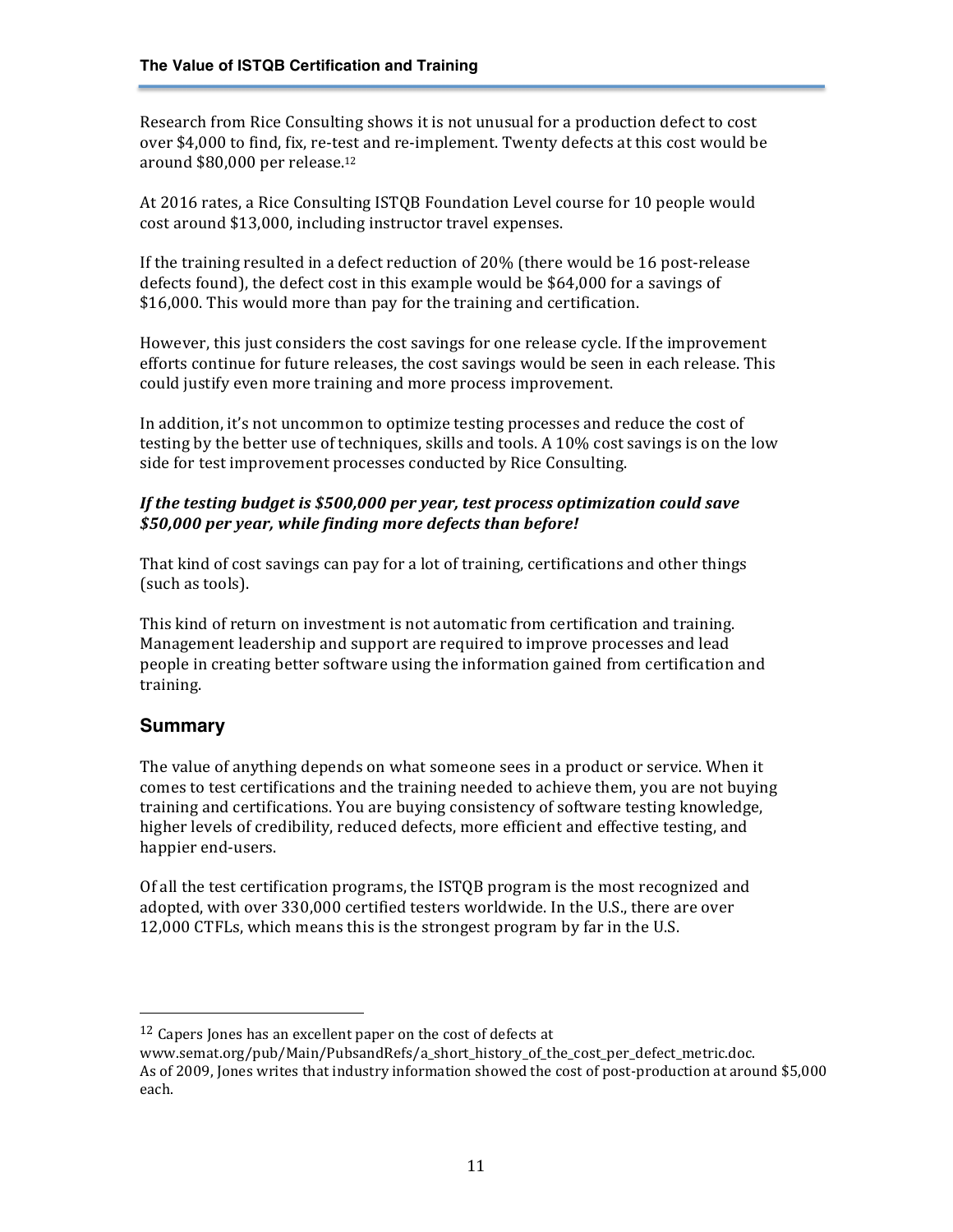Research from Rice Consulting shows it is not unusual for a production defect to cost over $4,000 to find, fix, re-test and re-implement. Twenty defects at this cost would be around $80,000 per release.[12]

At 2016 rates, a Rice Consulting ISTQB Foundation Level course for 10 people would cost around $13,000, including instructor travel expenses.

If the training resulted in a defect reduction of 20% (there would be 16 post-release defects found), the defect cost in this example would be $64,000 for a savings of $16,000. This would more than pay for the training and certification.

However, this just considers the cost savings for one release cycle. If the improvement efforts continue for future releases, the cost savings would be seen in each release. This could justify even more training and more process improvement.

In addition, it's not uncommon to optimize testing processes and reduce the cost of testing by the better use of techniques, skills and tools. A 10% cost savings is on the low side for test improvement processes conducted by Rice Consulting.

***If the testing budget is $500,000 per year, test process optimization could save $50,000 per year, while finding more defects than before!***

That kind of cost savings can pay for a lot of training, certifications and other things (such as tools).

This kind of return on investment is not automatic from certification and training. Management leadership and support are required to improve processes and lead people in creating better software using the information gained from certification and training.

## Summary

The value of anything depends on what someone sees in a product or service. When it comes to test certifications and the training needed to achieve them, you are not buying training and certifications. You are buying consistency of software testing knowledge, higher levels of credibility, reduced defects, more efficient and effective testing, and happier end-users.

Of all the test certification programs, the ISTQB program is the most recognized and adopted, with over 330,000 certified testers worldwide. In the U.S., there are over 12,000 CTFLs, which means this is the strongest program by far in the U.S.

---

[12] Capers Jones has an excellent paper on the cost of defects at www.semat.org/pub/Main/PubsandRefs/a_short_history_of_the_cost_per_defect_metric.doc. As of 2009, Jones writes that industry information showed the cost of post-production at around $5,000 each.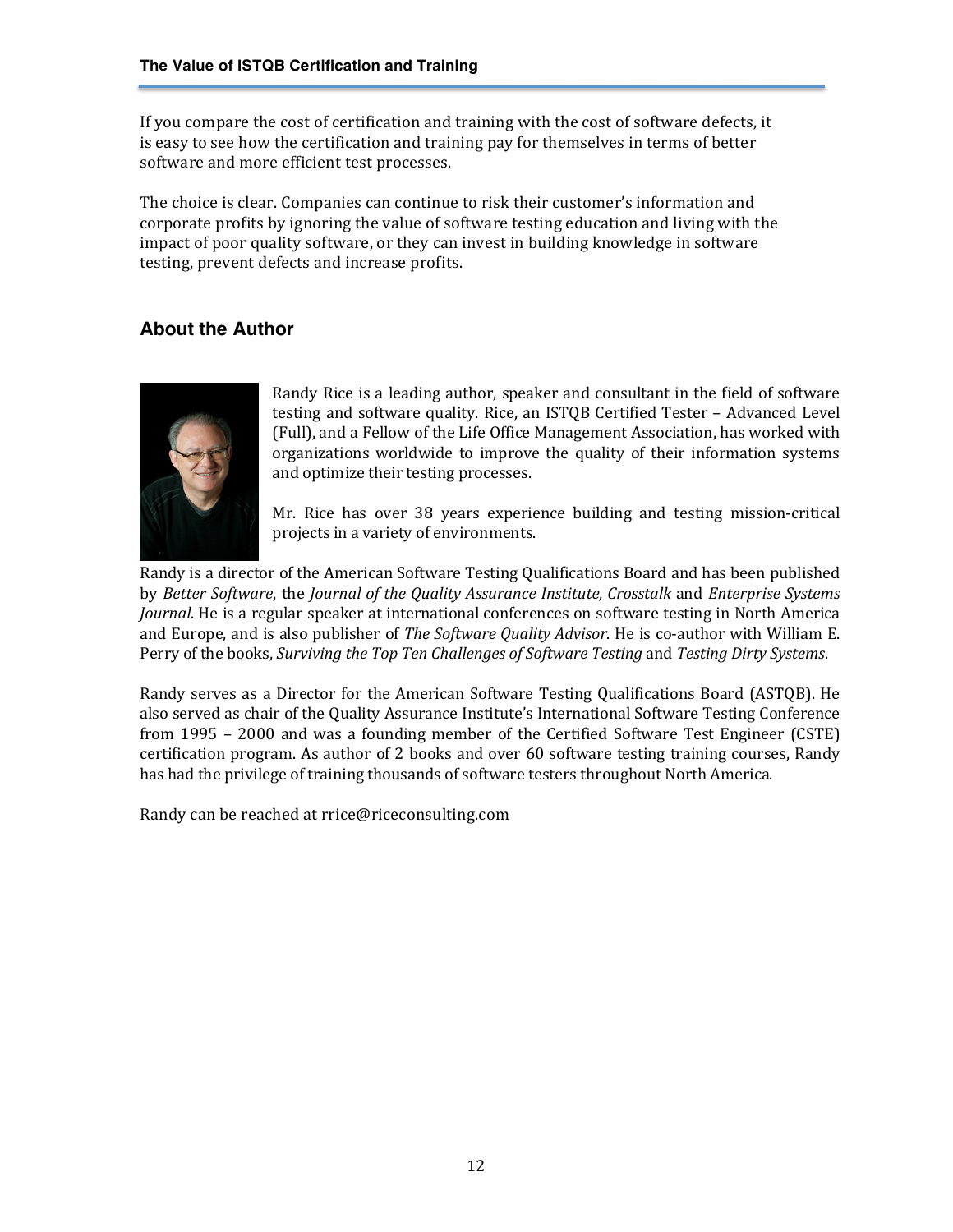If you compare the cost of certification and training with the cost of software defects, it is easy to see how the certification and training pay for themselves in terms of better software and more efficient test processes.

The choice is clear. Companies can continue to risk their customer's information and corporate profits by ignoring the value of software testing education and living with the impact of poor quality software, or they can invest in building knowledge in software testing, prevent defects and increase profits.

## About the Author

Randy Rice is a leading author, speaker and consultant in the field of software testing and software quality. Rice, an ISTQB Certified Tester – Advanced Level (Full), and a Fellow of the Life Office Management Association, has worked with organizations worldwide to improve the quality of their information systems and optimize their testing processes.

Mr. Rice has over 38 years experience building and testing mission-critical projects in a variety of environments.

Randy is a director of the American Software Testing Qualifications Board and has been published by *Better Software*, the *Journal of the Quality Assurance Institute, Crosstalk* and *Enterprise Systems Journal*. He is a regular speaker at international conferences on software testing in North America and Europe, and is also publisher of *The Software Quality Advisor*. He is co-author with William E. Perry of the books, *Surviving the Top Ten Challenges of Software Testing* and *Testing Dirty Systems*.

Randy serves as a Director for the American Software Testing Qualifications Board (ASTQB). He also served as chair of the Quality Assurance Institute's International Software Testing Conference from 1995 – 2000 and was a founding member of the Certified Software Test Engineer (CSTE) certification program. As author of 2 books and over 60 software testing training courses, Randy has had the privilege of training thousands of software testers throughout North America.

Randy can be reached at rrice@riceconsulting.com